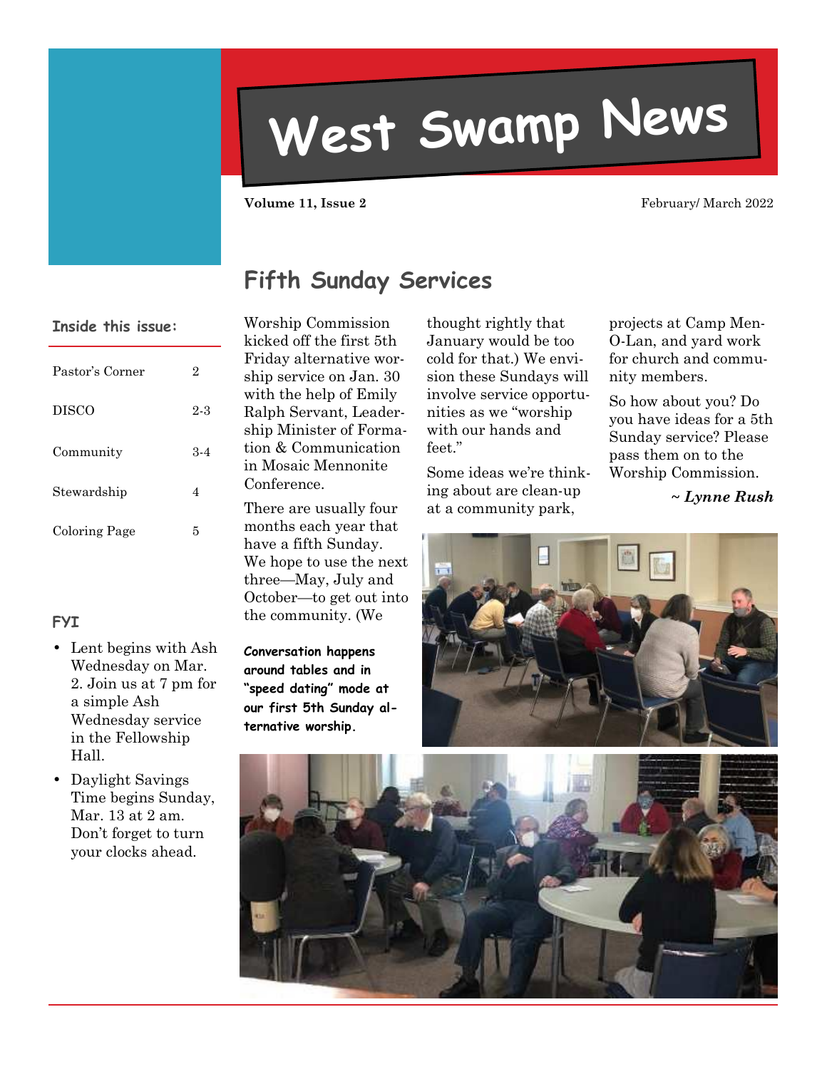# West Swamp News

**Volume 11, Issue 2**

February/ March 2022

## Fifth Sunday Services

**Inside this issue:**

| | |
|---|---|
| Pastor's Corner | 2 |
| DISCO | 2-3 |
| Community | 3-4 |
| Stewardship | 4 |
| Coloring Page | 5 |

### FYI

- Lent begins with Ash Wednesday on Mar. 2. Join us at 7 pm for a simple Ash Wednesday service in the Fellowship Hall.
- Daylight Savings Time begins Sunday, Mar. 13 at 2 am. Don't forget to turn your clocks ahead.

Worship Commission kicked off the first 5th Friday alternative worship service on Jan. 30 with the help of Emily Ralph Servant, Leadership Minister of Formation & Communication in Mosaic Mennonite Conference.

There are usually four months each year that have a fifth Sunday. We hope to use the next three—May, July and October—to get out into the community. (We thought rightly that January would be too cold for that.) We envision these Sundays will involve service opportunities as we "worship with our hands and feet."

Some ideas we're thinking about are clean-up at a community park, projects at Camp Men-O-Lan, and yard work for church and community members.

So how about you? Do you have ideas for a 5th Sunday service? Please pass them on to the Worship Commission.

***~ Lynne Rush***

**Conversation happens around tables and in "speed dating" mode at our first 5th Sunday alternative worship.**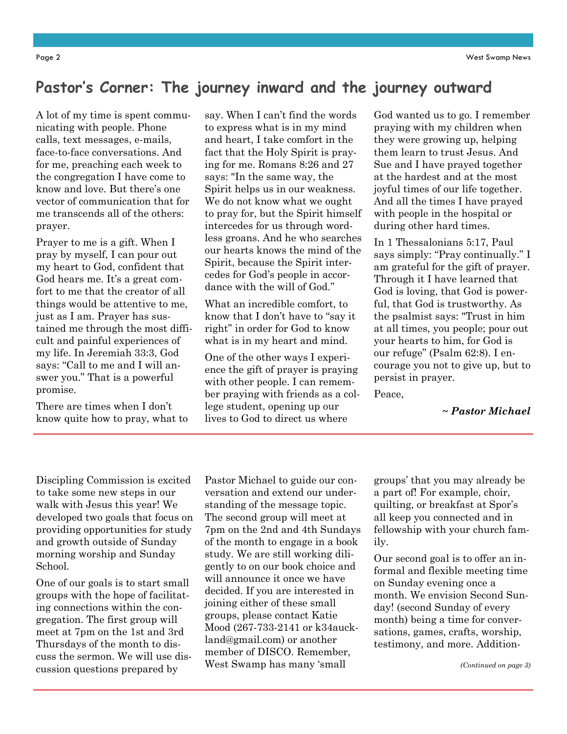## Pastor's Corner: The journey inward and the journey outward

A lot of my time is spent communicating with people. Phone calls, text messages, e-mails, face-to-face conversations. And for me, preaching each week to the congregation I have come to know and love. But there's one vector of communication that for me transcends all of the others: prayer.

Prayer to me is a gift. When I pray by myself, I can pour out my heart to God, confident that God hears me. It's a great comfort to me that the creator of all things would be attentive to me, just as I am. Prayer has sustained me through the most difficult and painful experiences of my life. In Jeremiah 33:3, God says: "Call to me and I will answer you." That is a powerful promise.

There are times when I don't know quite how to pray, what to say. When I can't find the words to express what is in my mind and heart, I take comfort in the fact that the Holy Spirit is praying for me. Romans 8:26 and 27 says: "In the same way, the Spirit helps us in our weakness. We do not know what we ought to pray for, but the Spirit himself intercedes for us through wordless groans. And he who searches our hearts knows the mind of the Spirit, because the Spirit intercedes for God's people in accordance with the will of God."

What an incredible comfort, to know that I don't have to "say it right" in order for God to know what is in my heart and mind.

One of the other ways I experience the gift of prayer is praying with other people. I can remember praying with friends as a college student, opening up our lives to God to direct us where God wanted us to go. I remember praying with my children when they were growing up, helping them learn to trust Jesus. And Sue and I have prayed together at the hardest and at the most joyful times of our life together. And all the times I have prayed with people in the hospital or during other hard times.

In 1 Thessalonians 5:17, Paul says simply: "Pray continually." I am grateful for the gift of prayer. Through it I have learned that God is loving, that God is powerful, that God is trustworthy. As the psalmist says: "Trust in him at all times, you people; pour out your hearts to him, for God is our refuge" (Psalm 62:8). I encourage you not to give up, but to persist in prayer.

Peace,

***~ Pastor Michael***

---

Discipling Commission is excited to take some new steps in our walk with Jesus this year! We developed two goals that focus on providing opportunities for study and growth outside of Sunday morning worship and Sunday School.

One of our goals is to start small groups with the hope of facilitating connections within the congregation. The first group will meet at 7pm on the 1st and 3rd Thursdays of the month to discuss the sermon. We will use discussion questions prepared by Pastor Michael to guide our conversation and extend our understanding of the message topic. The second group will meet at 7pm on the 2nd and 4th Sundays of the month to engage in a book study. We are still working diligently to on our book choice and will announce it once we have decided. If you are interested in joining either of these small groups, please contact Katie Mood (267-733-2141 or k34auckland@gmail.com) or another member of DISCO. Remember, West Swamp has many 'small groups' that you may already be a part of! For example, choir, quilting, or breakfast at Spor's all keep you connected and in fellowship with your church family.

Our second goal is to offer an informal and flexible meeting time on Sunday evening once a month. We envision Second Sunday! (second Sunday of every month) being a time for conversations, games, crafts, worship, testimony, and more. Addition-

*(Continued on page 3)*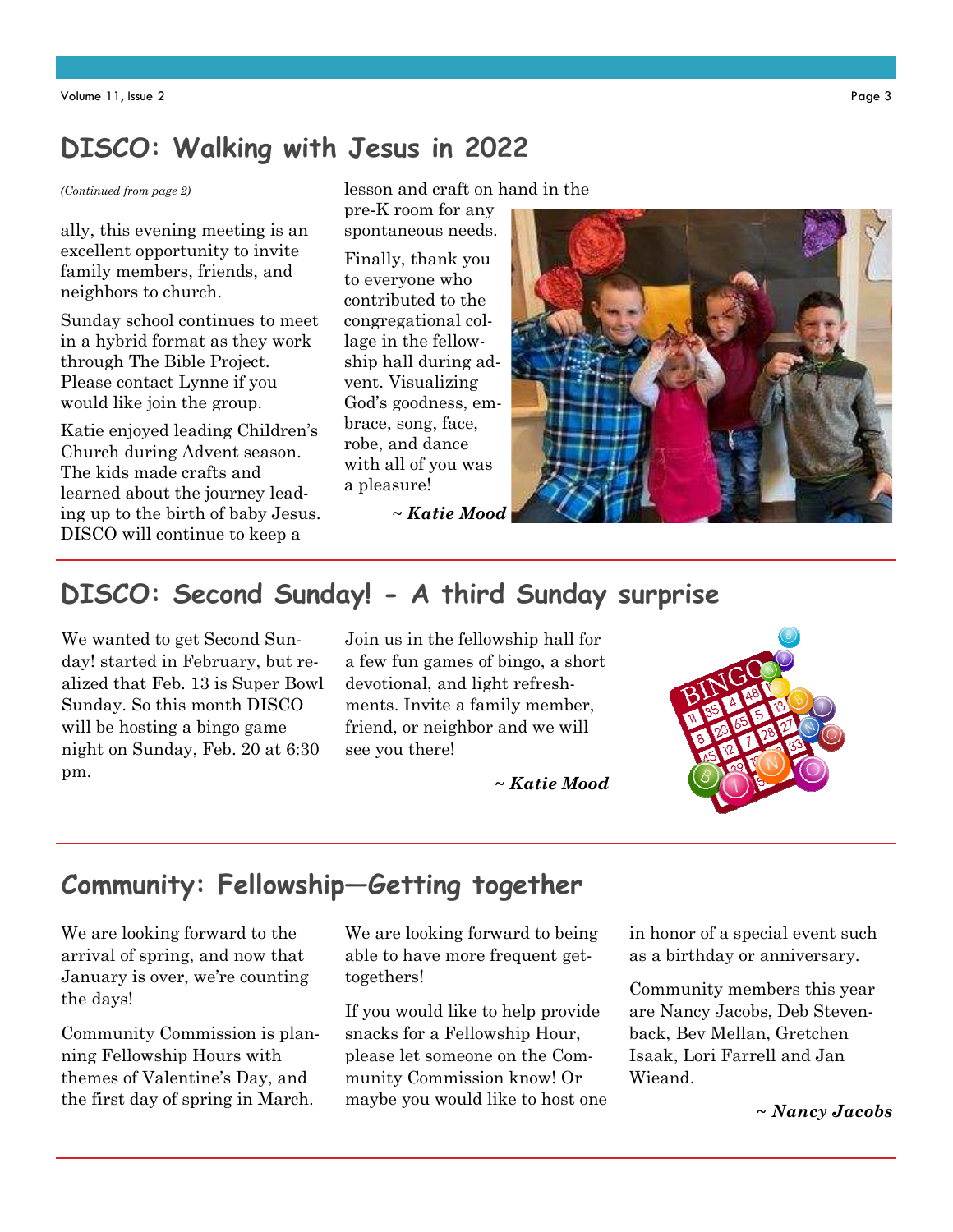## DISCO: Walking with Jesus in 2022

*(Continued from page 2)*

ally, this evening meeting is an excellent opportunity to invite family members, friends, and neighbors to church.

Sunday school continues to meet in a hybrid format as they work through The Bible Project. Please contact Lynne if you would like join the group.

Katie enjoyed leading Children's Church during Advent season. The kids made crafts and learned about the journey leading up to the birth of baby Jesus. DISCO will continue to keep a lesson and craft on hand in the pre-K room for any spontaneous needs.

Finally, thank you to everyone who contributed to the congregational collage in the fellowship hall during advent. Visualizing God's goodness, embrace, song, face, robe, and dance with all of you was a pleasure!

***~ Katie Mood***

## DISCO: Second Sunday! - A third Sunday surprise

We wanted to get Second Sunday! started in February, but realized that Feb. 13 is Super Bowl Sunday. So this month DISCO will be hosting a bingo game night on Sunday, Feb. 20 at 6:30 pm.

Join us in the fellowship hall for a few fun games of bingo, a short devotional, and light refreshments. Invite a family member, friend, or neighbor and we will see you there!

***~ Katie Mood***

## Community: Fellowship—Getting together

We are looking forward to the arrival of spring, and now that January is over, we're counting the days!

Community Commission is planning Fellowship Hours with themes of Valentine's Day, and the first day of spring in March.

We are looking forward to being able to have more frequent get-togethers!

If you would like to help provide snacks for a Fellowship Hour, please let someone on the Community Commission know! Or maybe you would like to host one in honor of a special event such as a birthday or anniversary.

Community members this year are Nancy Jacobs, Deb Stevenback, Bev Mellan, Gretchen Isaak, Lori Farrell and Jan Wieand.

***~ Nancy Jacobs***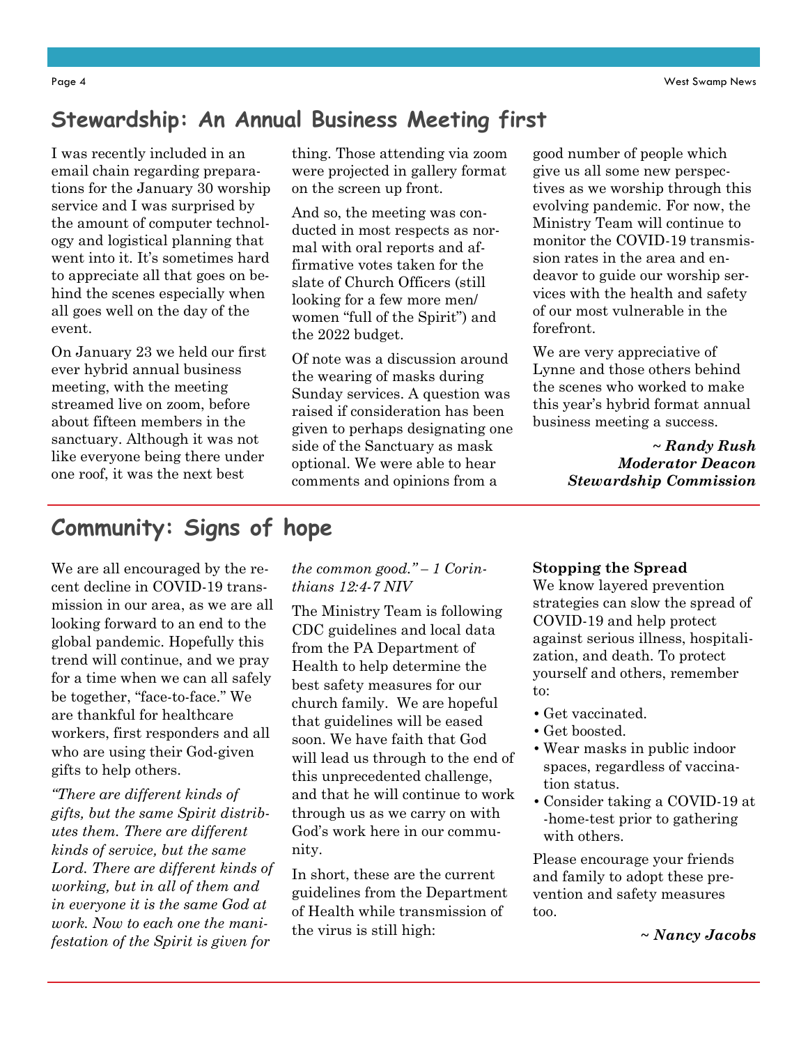## Stewardship: An Annual Business Meeting first

I was recently included in an email chain regarding preparations for the January 30 worship service and I was surprised by the amount of computer technology and logistical planning that went into it. It's sometimes hard to appreciate all that goes on behind the scenes especially when all goes well on the day of the event.

On January 23 we held our first ever hybrid annual business meeting, with the meeting streamed live on zoom, before about fifteen members in the sanctuary. Although it was not like everyone being there under one roof, it was the next best thing. Those attending via zoom were projected in gallery format on the screen up front.

And so, the meeting was conducted in most respects as normal with oral reports and affirmative votes taken for the slate of Church Officers (still looking for a few more men/ women "full of the Spirit") and the 2022 budget.

Of note was a discussion around the wearing of masks during Sunday services. A question was raised if consideration has been given to perhaps designating one side of the Sanctuary as mask optional. We were able to hear comments and opinions from a good number of people which give us all some new perspectives as we worship through this evolving pandemic. For now, the Ministry Team will continue to monitor the COVID-19 transmission rates in the area and endeavor to guide our worship services with the health and safety of our most vulnerable in the forefront.

We are very appreciative of Lynne and those others behind the scenes who worked to make this year's hybrid format annual business meeting a success.

***~ Randy Rush***
***Moderator Deacon***
***Stewardship Commission***

## Community: Signs of hope

We are all encouraged by the recent decline in COVID-19 transmission in our area, as we are all looking forward to an end to the global pandemic. Hopefully this trend will continue, and we pray for a time when we can all safely be together, "face-to-face." We are thankful for healthcare workers, first responders and all who are using their God-given gifts to help others.

*"There are different kinds of gifts, but the same Spirit distributes them. There are different kinds of service, but the same Lord. There are different kinds of working, but in all of them and in everyone it is the same God at work. Now to each one the manifestation of the Spirit is given for the common good." – 1 Corinthians 12:4-7 NIV*

The Ministry Team is following CDC guidelines and local data from the PA Department of Health to help determine the best safety measures for our church family. We are hopeful that guidelines will be eased soon. We have faith that God will lead us through to the end of this unprecedented challenge, and that he will continue to work through us as we carry on with God's work here in our community.

In short, these are the current guidelines from the Department of Health while transmission of the virus is still high:

**Stopping the Spread**

We know layered prevention strategies can slow the spread of COVID-19 and help protect against serious illness, hospitalization, and death. To protect yourself and others, remember to:

- Get vaccinated.
- Get boosted.
- Wear masks in public indoor spaces, regardless of vaccination status.
- Consider taking a COVID-19 at-home-test prior to gathering with others.

Please encourage your friends and family to adopt these prevention and safety measures too.

***~ Nancy Jacobs***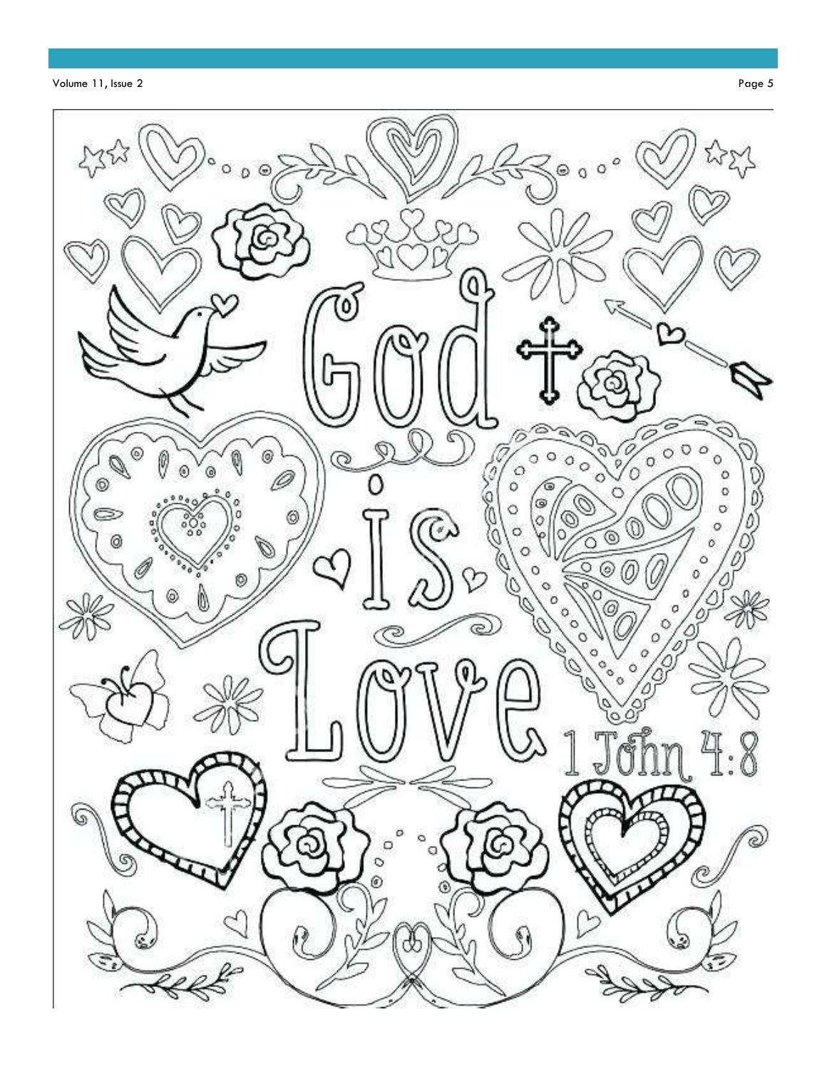God is Love

1 John 4:8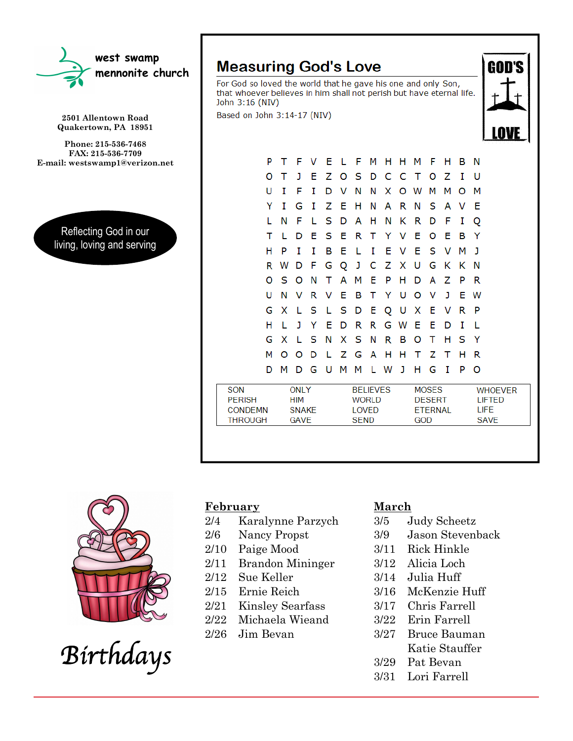west swamp mennonite church

2501 Allentown Road
Quakertown, PA 18951

Phone: 215-536-7468
FAX: 215-536-7709
E-mail: westswamp1@verizon.net

Reflecting God in our living, loving and serving

## Measuring God's Love

For God so loved the world that he gave his one and only Son, that whoever believes in him shall not perish but have eternal life. John 3:16 (NIV)

Based on John 3:14-17 (NIV)

GOD'S LOVE

```
P T F V E L F M H H M F H B N
O T J E Z O S D C C T O Z I U
U I F I D V N N X O W M M O M
Y I G I Z E H N A R N S A V E
L N F L S D A H N K R D F I Q
T L D E S E R T Y V E O E B Y
H P I I B E L I E V E S V M J
R W D F G Q J C Z X U G K K N
O S O N T A M E P H D A Z P R
U N V R V E B T Y U O V J E W
G X L S L S D E Q U X E V R P
H L J Y E D R R G W E E D I L
G X L S N X S N R B O T H S Y
M O O D L Z G A H H T Z T H R
D M D G U M M L W J H G I P O
```

| | | | | |
|---|---|---|---|---|
| SON | ONLY | BELIEVES | MOSES | WHOEVER |
| PERISH | HIM | WORLD | DESERT | LIFTED |
| CONDEMN | SNAKE | LOVED | ETERNAL | LIFE |
| THROUGH | GAVE | SEND | GOD | SAVE |

## Birthdays

**February**

- 2/4 Karalynne Parzych
- 2/6 Nancy Propst
- 2/10 Paige Mood
- 2/11 Brandon Mininger
- 2/12 Sue Keller
- 2/15 Ernie Reich
- 2/21 Kinsley Searfass
- 2/22 Michaela Wieand
- 2/26 Jim Bevan

**March**

- 3/5 Judy Scheetz
- 3/9 Jason Stevenback
- 3/11 Rick Hinkle
- 3/12 Alicia Loch
- 3/14 Julia Huff
- 3/16 McKenzie Huff
- 3/17 Chris Farrell
- 3/22 Erin Farrell
- 3/27 Bruce Bauman
  Katie Stauffer
- 3/29 Pat Bevan
- 3/31 Lori Farrell